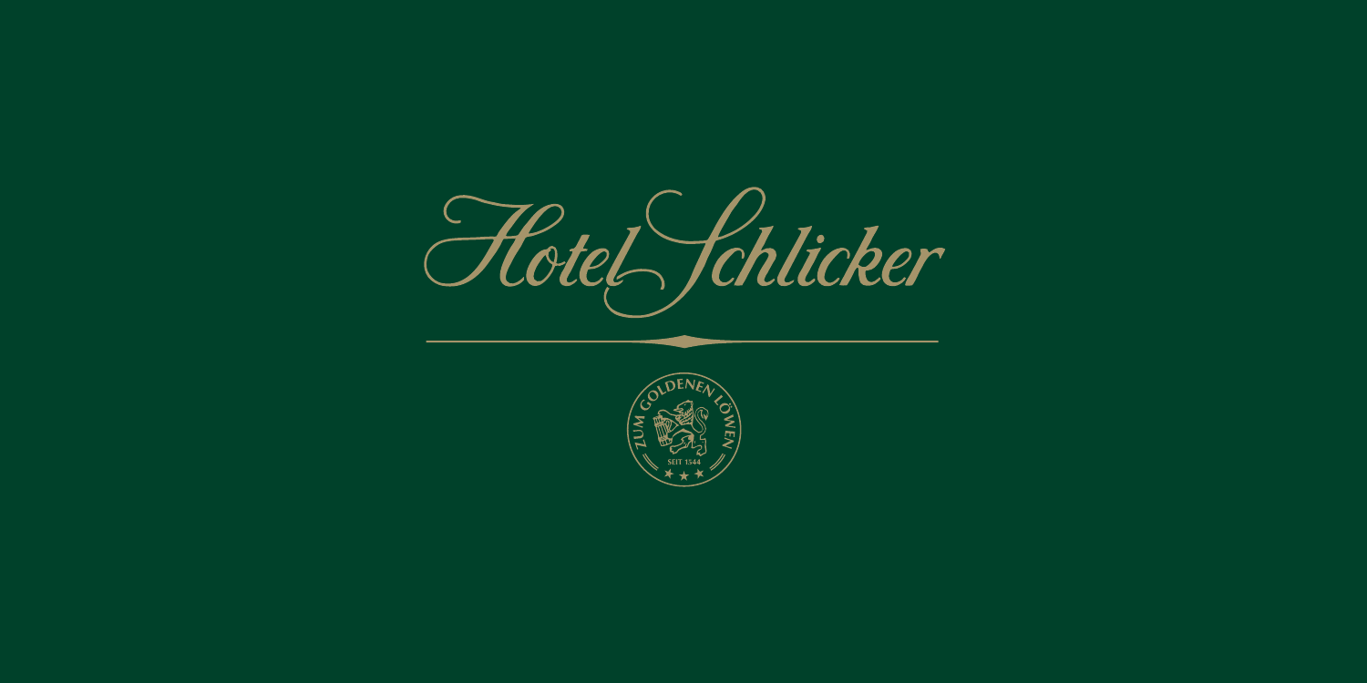# Hotel Schlicker

ZUM GOLDENEN LÖWEN

SEIT 1544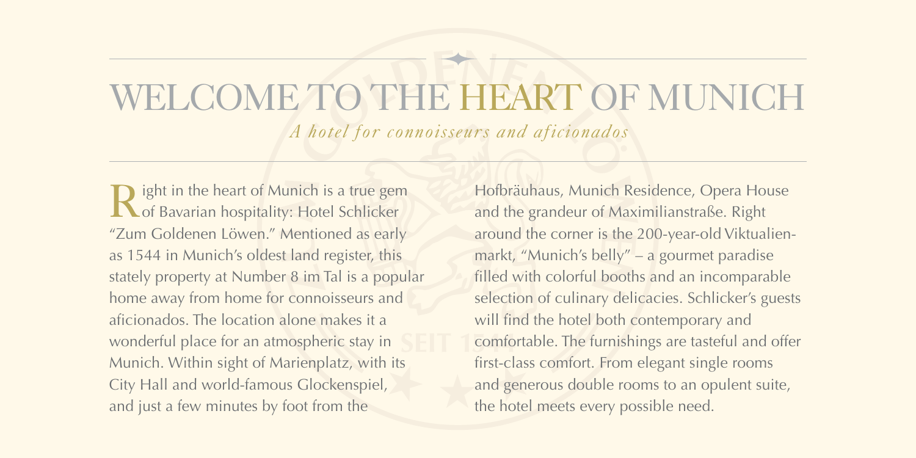# WELCOME TO THE HEART OF MUNICH

*A hotel for connoisseurs and aficionados*

Right in the heart of Munich is a true gem of Bavarian hospitality: Hotel Schlicker "Zum Goldenen Löwen." Mentioned as early as 1544 in Munich's oldest land register, this stately property at Number 8 im Tal is a popular home away from home for connoisseurs and aficionados. The location alone makes it a wonderful place for an atmospheric stay in Munich. Within sight of Marienplatz, with its City Hall and world-famous Glockenspiel, and just a few minutes by foot from the Hofbräuhaus, Munich Residence, Opera House and the grandeur of Maximilianstraße. Right around the corner is the 200-year-old Viktualienmarkt, "Munich's belly" – a gourmet paradise filled with colorful booths and an incomparable selection of culinary delicacies. Schlicker's guests will find the hotel both contemporary and comfortable. The furnishings are tasteful and offer first-class comfort. From elegant single rooms and generous double rooms to an opulent suite, the hotel meets every possible need.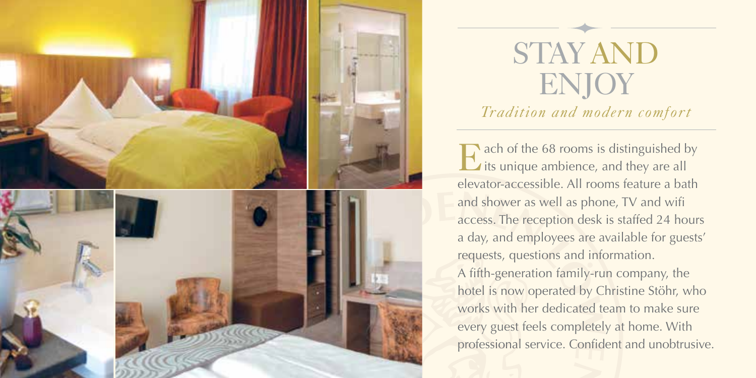# STAY AND ENJOY

*Tradition and modern comfort*

Each of the 68 rooms is distinguished by its unique ambience, and they are all elevator-accessible. All rooms feature a bath and shower as well as phone, TV and wifi access. The reception desk is staffed 24 hours a day, and employees are available for guests' requests, questions and information.
A fifth-generation family-run company, the hotel is now operated by Christine Stöhr, who works with her dedicated team to make sure every guest feels completely at home. With professional service. Confident and unobtrusive.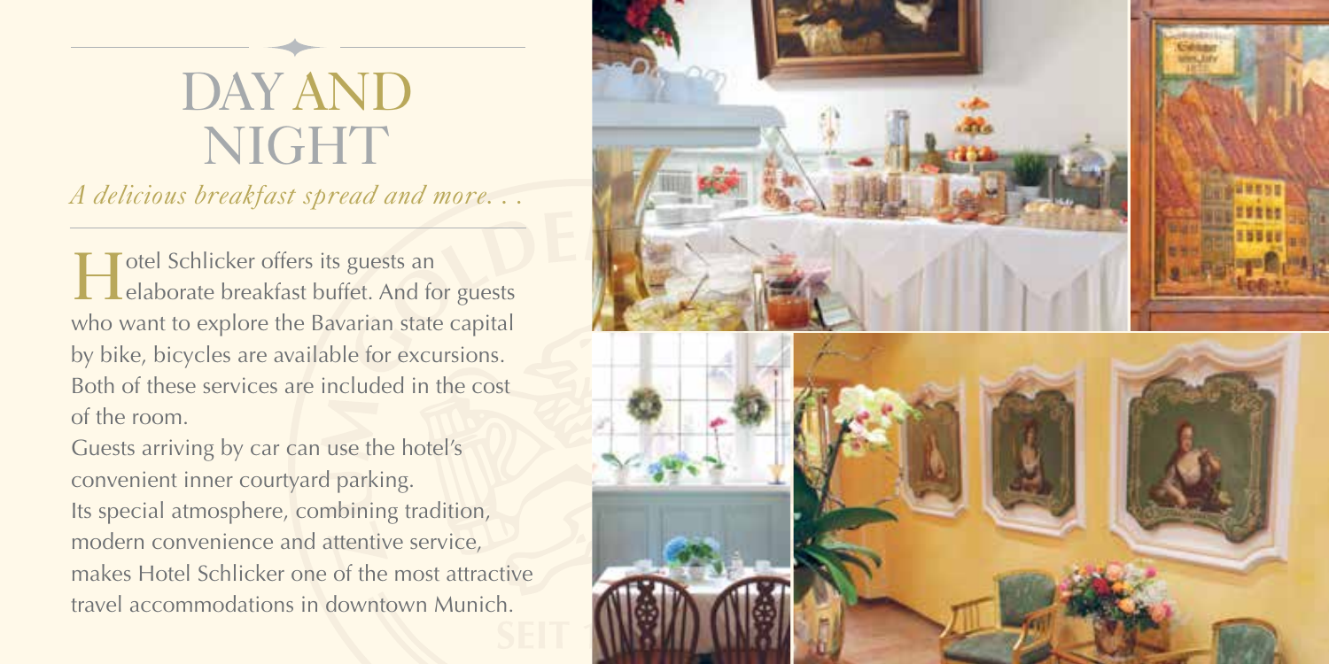# DAY AND NIGHT

*A delicious breakfast spread and more. . .*

Hotel Schlicker offers its guests an elaborate breakfast buffet. And for guests who want to explore the Bavarian state capital by bike, bicycles are available for excursions. Both of these services are included in the cost of the room.

Guests arriving by car can use the hotel's convenient inner courtyard parking.

Its special atmosphere, combining tradition, modern convenience and attentive service, makes Hotel Schlicker one of the most attractive travel accommodations in downtown Munich.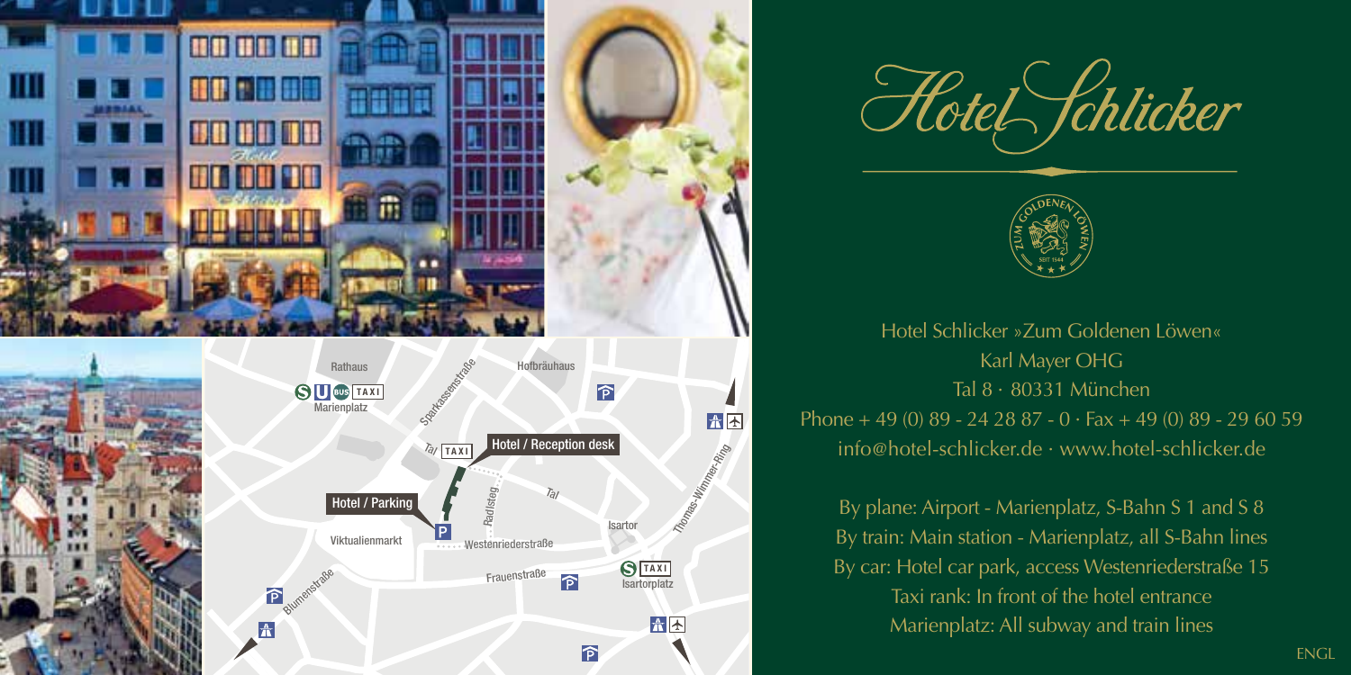# Hotel Schlicker

Hotel Schlicker »Zum Goldenen Löwen«
Karl Mayer OHG
Tal 8 · 80331 München
Phone + 49 (0) 89 - 24 28 87 - 0 · Fax + 49 (0) 89 - 29 60 59
info@hotel-schlicker.de · www.hotel-schlicker.de

By plane: Airport - Marienplatz, S-Bahn S 1 and S 8
By train: Main station - Marienplatz, all S-Bahn lines
By car: Hotel car park, access Westenriederstraße 15
Taxi rank: In front of the hotel entrance
Marienplatz: All subway and train lines

ENGL